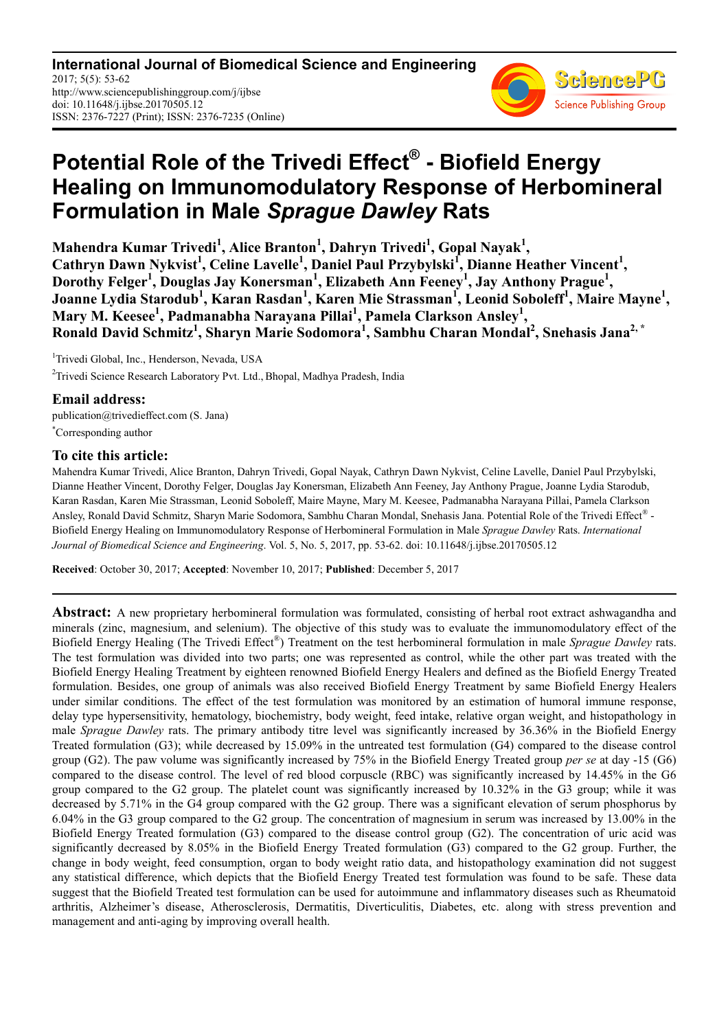**International Journal of Biomedical Science and Engineering**
2017; 5(5): 53-62
http://www.sciencepublishinggroup.com/j/ijbse
doi: 10.11648/j.ijbse.20170505.12
ISSN: 2376-7227 (Print); ISSN: 2376-7235 (Online)

# Potential Role of the Trivedi Effect® - Biofield Energy Healing on Immunomodulatory Response of Herbomineral Formulation in Male *Sprague Dawley* Rats

**Mahendra Kumar Trivedi[1], Alice Branton[1], Dahryn Trivedi[1], Gopal Nayak[1], Cathryn Dawn Nykvist[1], Celine Lavelle[1], Daniel Paul Przybylski[1], Dianne Heather Vincent[1], Dorothy Felger[1], Douglas Jay Konersman[1], Elizabeth Ann Feeney[1], Jay Anthony Prague[1], Joanne Lydia Starodub[1], Karan Rasdan[1], Karen Mie Strassman[1], Leonid Soboleff[1], Maire Mayne[1], Mary M. Keesee[1], Padmanabha Narayana Pillai[1], Pamela Clarkson Ansley[1], Ronald David Schmitz[1], Sharyn Marie Sodomora[1], Sambhu Charan Mondal[2], Snehasis Jana[2, *]**

[1]Trivedi Global, Inc., Henderson, Nevada, USA

[2]Trivedi Science Research Laboratory Pvt. Ltd., Bhopal, Madhya Pradesh, India

### Email address:

publication@trivedieffect.com (S. Jana)

[*]Corresponding author

### To cite this article:

Mahendra Kumar Trivedi, Alice Branton, Dahryn Trivedi, Gopal Nayak, Cathryn Dawn Nykvist, Celine Lavelle, Daniel Paul Przybylski, Dianne Heather Vincent, Dorothy Felger, Douglas Jay Konersman, Elizabeth Ann Feeney, Jay Anthony Prague, Joanne Lydia Starodub, Karan Rasdan, Karen Mie Strassman, Leonid Soboleff, Maire Mayne, Mary M. Keesee, Padmanabha Narayana Pillai, Pamela Clarkson Ansley, Ronald David Schmitz, Sharyn Marie Sodomora, Sambhu Charan Mondal, Snehasis Jana. Potential Role of the Trivedi Effect® - Biofield Energy Healing on Immunomodulatory Response of Herbomineral Formulation in Male *Sprague Dawley* Rats. *International Journal of Biomedical Science and Engineering*. Vol. 5, No. 5, 2017, pp. 53-62. doi: 10.11648/j.ijbse.20170505.12

**Received**: October 30, 2017; **Accepted**: November 10, 2017; **Published**: December 5, 2017

---

**Abstract:** A new proprietary herbomineral formulation was formulated, consisting of herbal root extract ashwagandha and minerals (zinc, magnesium, and selenium). The objective of this study was to evaluate the immunomodulatory effect of the Biofield Energy Healing (The Trivedi Effect®) Treatment on the test herbomineral formulation in male *Sprague Dawley* rats. The test formulation was divided into two parts; one was represented as control, while the other part was treated with the Biofield Energy Healing Treatment by eighteen renowned Biofield Energy Healers and defined as the Biofield Energy Treated formulation. Besides, one group of animals was also received Biofield Energy Treatment by same Biofield Energy Healers under similar conditions. The effect of the test formulation was monitored by an estimation of humoral immune response, delay type hypersensitivity, hematology, biochemistry, body weight, feed intake, relative organ weight, and histopathology in male *Sprague Dawley* rats. The primary antibody titre level was significantly increased by 36.36% in the Biofield Energy Treated formulation (G3); while decreased by 15.09% in the untreated test formulation (G4) compared to the disease control group (G2). The paw volume was significantly increased by 75% in the Biofield Energy Treated group *per se* at day -15 (G6) compared to the disease control. The level of red blood corpuscle (RBC) was significantly increased by 14.45% in the G6 group compared to the G2 group. The platelet count was significantly increased by 10.32% in the G3 group; while it was decreased by 5.71% in the G4 group compared with the G2 group. There was a significant elevation of serum phosphorus by 6.04% in the G3 group compared to the G2 group. The concentration of magnesium in serum was increased by 13.00% in the Biofield Energy Treated formulation (G3) compared to the disease control group (G2). The concentration of uric acid was significantly decreased by 8.05% in the Biofield Energy Treated formulation (G3) compared to the G2 group. Further, the change in body weight, feed consumption, organ to body weight ratio data, and histopathology examination did not suggest any statistical difference, which depicts that the Biofield Energy Treated test formulation was found to be safe. These data suggest that the Biofield Treated test formulation can be used for autoimmune and inflammatory diseases such as Rheumatoid arthritis, Alzheimer's disease, Atherosclerosis, Dermatitis, Diverticulitis, Diabetes, etc. along with stress prevention and management and anti-aging by improving overall health.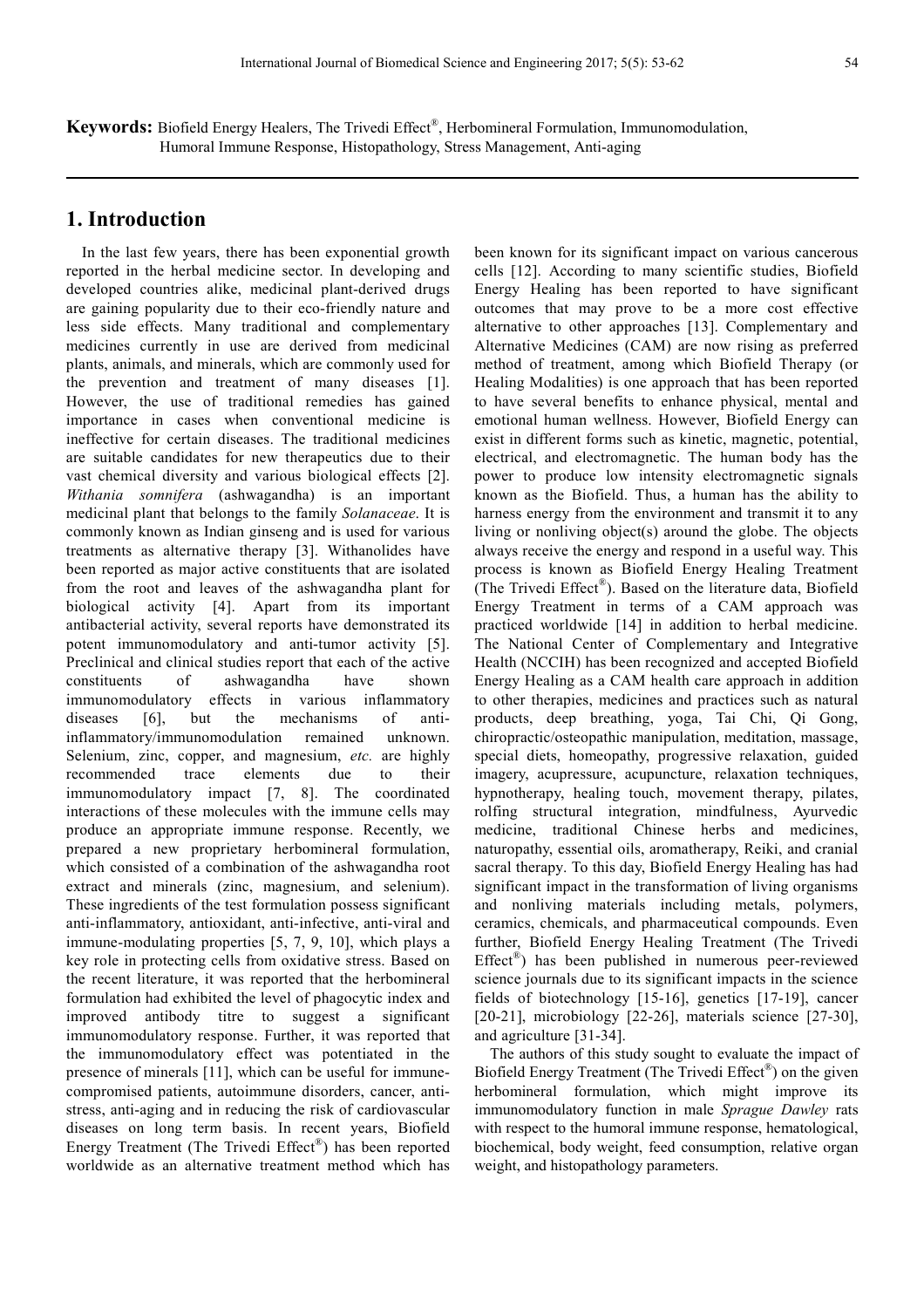**Keywords:** Biofield Energy Healers, The Trivedi Effect®, Herbomineral Formulation, Immunomodulation, Humoral Immune Response, Histopathology, Stress Management, Anti-aging

## 1. Introduction

In the last few years, there has been exponential growth reported in the herbal medicine sector. In developing and developed countries alike, medicinal plant-derived drugs are gaining popularity due to their eco-friendly nature and less side effects. Many traditional and complementary medicines currently in use are derived from medicinal plants, animals, and minerals, which are commonly used for the prevention and treatment of many diseases [1]. However, the use of traditional remedies has gained importance in cases when conventional medicine is ineffective for certain diseases. The traditional medicines are suitable candidates for new therapeutics due to their vast chemical diversity and various biological effects [2]. *Withania somnifera* (ashwagandha) is an important medicinal plant that belongs to the family *Solanaceae*. It is commonly known as Indian ginseng and is used for various treatments as alternative therapy [3]. Withanolides have been reported as major active constituents that are isolated from the root and leaves of the ashwagandha plant for biological activity [4]. Apart from its important antibacterial activity, several reports have demonstrated its potent immunomodulatory and anti-tumor activity [5]. Preclinical and clinical studies report that each of the active constituents of ashwagandha have shown immunomodulatory effects in various inflammatory diseases [6], but the mechanisms of anti-inflammatory/immunomodulation remained unknown. Selenium, zinc, copper, and magnesium, *etc.* are highly recommended trace elements due to their immunomodulatory impact [7, 8]. The coordinated interactions of these molecules with the immune cells may produce an appropriate immune response. Recently, we prepared a new proprietary herbomineral formulation, which consisted of a combination of the ashwagandha root extract and minerals (zinc, magnesium, and selenium). These ingredients of the test formulation possess significant anti-inflammatory, antioxidant, anti-infective, anti-viral and immune-modulating properties [5, 7, 9, 10], which plays a key role in protecting cells from oxidative stress. Based on the recent literature, it was reported that the herbomineral formulation had exhibited the level of phagocytic index and improved antibody titre to suggest a significant immunomodulatory response. Further, it was reported that the immunomodulatory effect was potentiated in the presence of minerals [11], which can be useful for immune-compromised patients, autoimmune disorders, cancer, anti-stress, anti-aging and in reducing the risk of cardiovascular diseases on long term basis. In recent years, Biofield Energy Treatment (The Trivedi Effect®) has been reported worldwide as an alternative treatment method which has been known for its significant impact on various cancerous cells [12]. According to many scientific studies, Biofield Energy Healing has been reported to have significant outcomes that may prove to be a more cost effective alternative to other approaches [13]. Complementary and Alternative Medicines (CAM) are now rising as preferred method of treatment, among which Biofield Therapy (or Healing Modalities) is one approach that has been reported to have several benefits to enhance physical, mental and emotional human wellness. However, Biofield Energy can exist in different forms such as kinetic, magnetic, potential, electrical, and electromagnetic. The human body has the power to produce low intensity electromagnetic signals known as the Biofield. Thus, a human has the ability to harness energy from the environment and transmit it to any living or nonliving object(s) around the globe. The objects always receive the energy and respond in a useful way. This process is known as Biofield Energy Healing Treatment (The Trivedi Effect®). Based on the literature data, Biofield Energy Treatment in terms of a CAM approach was practiced worldwide [14] in addition to herbal medicine. The National Center of Complementary and Integrative Health (NCCIH) has been recognized and accepted Biofield Energy Healing as a CAM health care approach in addition to other therapies, medicines and practices such as natural products, deep breathing, yoga, Tai Chi, Qi Gong, chiropractic/osteopathic manipulation, meditation, massage, special diets, homeopathy, progressive relaxation, guided imagery, acupressure, acupuncture, relaxation techniques, hypnotherapy, healing touch, movement therapy, pilates, rolfing structural integration, mindfulness, Ayurvedic medicine, traditional Chinese herbs and medicines, naturopathy, essential oils, aromatherapy, Reiki, and cranial sacral therapy. To this day, Biofield Energy Healing has had significant impact in the transformation of living organisms and nonliving materials including metals, polymers, ceramics, chemicals, and pharmaceutical compounds. Even further, Biofield Energy Healing Treatment (The Trivedi Effect®) has been published in numerous peer-reviewed science journals due to its significant impacts in the science fields of biotechnology [15-16], genetics [17-19], cancer [20-21], microbiology [22-26], materials science [27-30], and agriculture [31-34].

The authors of this study sought to evaluate the impact of Biofield Energy Treatment (The Trivedi Effect®) on the given herbomineral formulation, which might improve its immunomodulatory function in male *Sprague Dawley* rats with respect to the humoral immune response, hematological, biochemical, body weight, feed consumption, relative organ weight, and histopathology parameters.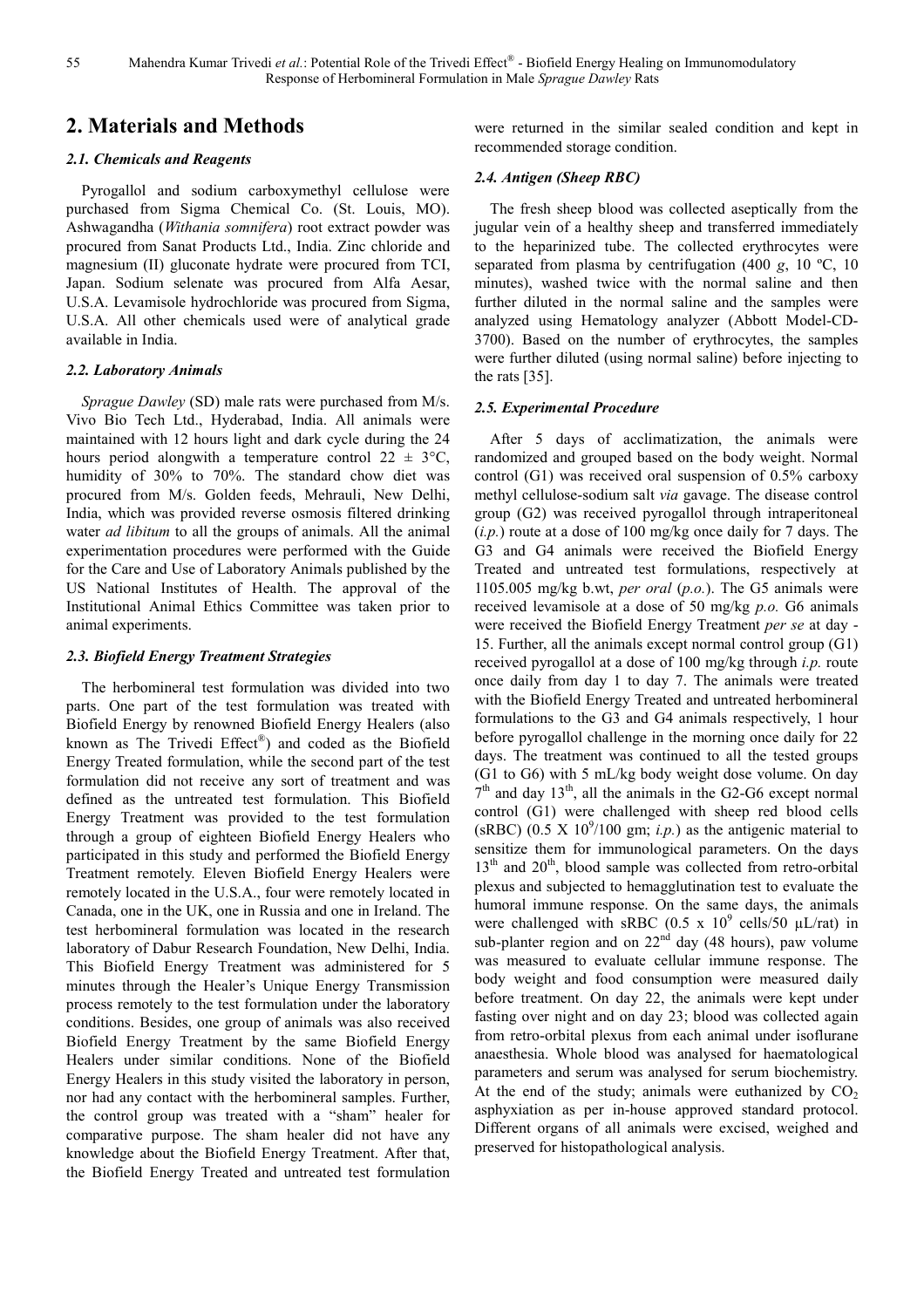## 2. Materials and Methods

### 2.1. Chemicals and Reagents

Pyrogallol and sodium carboxymethyl cellulose were purchased from Sigma Chemical Co. (St. Louis, MO). Ashwagandha (*Withania somnifera*) root extract powder was procured from Sanat Products Ltd., India. Zinc chloride and magnesium (II) gluconate hydrate were procured from TCI, Japan. Sodium selenate was procured from Alfa Aesar, U.S.A. Levamisole hydrochloride was procured from Sigma, U.S.A. All other chemicals used were of analytical grade available in India.

### 2.2. Laboratory Animals

*Sprague Dawley* (SD) male rats were purchased from M/s. Vivo Bio Tech Ltd., Hyderabad, India. All animals were maintained with 12 hours light and dark cycle during the 24 hours period alongwith a temperature control 22 ± 3°C, humidity of 30% to 70%. The standard chow diet was procured from M/s. Golden feeds, Mehrauli, New Delhi, India, which was provided reverse osmosis filtered drinking water *ad libitum* to all the groups of animals. All the animal experimentation procedures were performed with the Guide for the Care and Use of Laboratory Animals published by the US National Institutes of Health. The approval of the Institutional Animal Ethics Committee was taken prior to animal experiments.

### 2.3. Biofield Energy Treatment Strategies

The herbomineral test formulation was divided into two parts. One part of the test formulation was treated with Biofield Energy by renowned Biofield Energy Healers (also known as The Trivedi Effect®) and coded as the Biofield Energy Treated formulation, while the second part of the test formulation did not receive any sort of treatment and was defined as the untreated test formulation. This Biofield Energy Treatment was provided to the test formulation through a group of eighteen Biofield Energy Healers who participated in this study and performed the Biofield Energy Treatment remotely. Eleven Biofield Energy Healers were remotely located in the U.S.A., four were remotely located in Canada, one in the UK, one in Russia and one in Ireland. The test herbomineral formulation was located in the research laboratory of Dabur Research Foundation, New Delhi, India. This Biofield Energy Treatment was administered for 5 minutes through the Healer's Unique Energy Transmission process remotely to the test formulation under the laboratory conditions. Besides, one group of animals was also received Biofield Energy Treatment by the same Biofield Energy Healers under similar conditions. None of the Biofield Energy Healers in this study visited the laboratory in person, nor had any contact with the herbomineral samples. Further, the control group was treated with a "sham" healer for comparative purpose. The sham healer did not have any knowledge about the Biofield Energy Treatment. After that, the Biofield Energy Treated and untreated test formulation were returned in the similar sealed condition and kept in recommended storage condition.

### 2.4. Antigen (Sheep RBC)

The fresh sheep blood was collected aseptically from the jugular vein of a healthy sheep and transferred immediately to the heparinized tube. The collected erythrocytes were separated from plasma by centrifugation (400 *g*, 10 ºC, 10 minutes), washed twice with the normal saline and then further diluted in the normal saline and the samples were analyzed using Hematology analyzer (Abbott Model-CD-3700). Based on the number of erythrocytes, the samples were further diluted (using normal saline) before injecting to the rats [35].

### 2.5. Experimental Procedure

After 5 days of acclimatization, the animals were randomized and grouped based on the body weight. Normal control (G1) was received oral suspension of 0.5% carboxy methyl cellulose-sodium salt *via* gavage. The disease control group (G2) was received pyrogallol through intraperitoneal (*i.p.*) route at a dose of 100 mg/kg once daily for 7 days. The G3 and G4 animals were received the Biofield Energy Treated and untreated test formulations, respectively at 1105.005 mg/kg b.wt, *per oral* (*p.o.*). The G5 animals were received levamisole at a dose of 50 mg/kg *p.o.* G6 animals were received the Biofield Energy Treatment *per se* at day -15. Further, all the animals except normal control group (G1) received pyrogallol at a dose of 100 mg/kg through *i.p.* route once daily from day 1 to day 7. The animals were treated with the Biofield Energy Treated and untreated herbomineral formulations to the G3 and G4 animals respectively, 1 hour before pyrogallol challenge in the morning once daily for 22 days. The treatment was continued to all the tested groups (G1 to G6) with 5 mL/kg body weight dose volume. On day 7th and day 13th, all the animals in the G2-G6 except normal control (G1) were challenged with sheep red blood cells (sRBC) ($0.5 \times 10^9$/100 gm; *i.p.*) as the antigenic material to sensitize them for immunological parameters. On the days 13th and 20th, blood sample was collected from retro-orbital plexus and subjected to hemagglutination test to evaluate the humoral immune response. On the same days, the animals were challenged with sRBC ($0.5 \times 10^9$ cells/50 µL/rat) in sub-planter region and on 22nd day (48 hours), paw volume was measured to evaluate cellular immune response. The body weight and food consumption were measured daily before treatment. On day 22, the animals were kept under fasting over night and on day 23; blood was collected again from retro-orbital plexus from each animal under isoflurane anaesthesia. Whole blood was analysed for haematological parameters and serum was analysed for serum biochemistry. At the end of the study; animals were euthanized by $CO_2$ asphyxiation as per in-house approved standard protocol. Different organs of all animals were excised, weighed and preserved for histopathological analysis.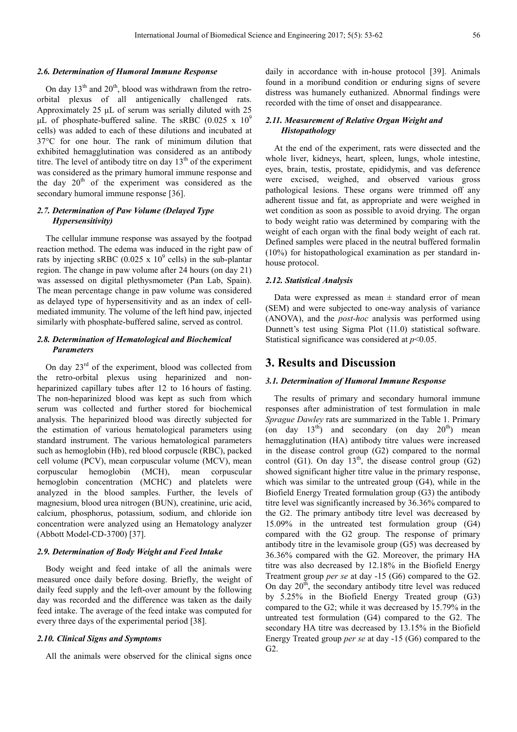### 2.6. Determination of Humoral Immune Response

On day 13th and 20th, blood was withdrawn from the retro-orbital plexus of all antigenically challenged rats. Approximately 25 µL of serum was serially diluted with 25 µL of phosphate-buffered saline. The sRBC ($0.025 \times 10^9$ cells) was added to each of these dilutions and incubated at 37°C for one hour. The rank of minimum dilution that exhibited hemagglutination was considered as an antibody titre. The level of antibody titre on day 13th of the experiment was considered as the primary humoral immune response and the day 20th of the experiment was considered as the secondary humoral immune response [36].

### 2.7. Determination of Paw Volume (Delayed Type Hypersensitivity)

The cellular immune response was assayed by the footpad reaction method. The edema was induced in the right paw of rats by injecting sRBC ($0.025 \times 10^9$ cells) in the sub-plantar region. The change in paw volume after 24 hours (on day 21) was assessed on digital plethysmometer (Pan Lab, Spain). The mean percentage change in paw volume was considered as delayed type of hypersensitivity and as an index of cell-mediated immunity. The volume of the left hind paw, injected similarly with phosphate-buffered saline, served as control.

### 2.8. Determination of Hematological and Biochemical Parameters

On day 23rd of the experiment, blood was collected from the retro-orbital plexus using heparinized and non-heparinized capillary tubes after 12 to 16 hours of fasting. The non-heparinized blood was kept as such from which serum was collected and further stored for biochemical analysis. The heparinized blood was directly subjected for the estimation of various hematological parameters using standard instrument. The various hematological parameters such as hemoglobin (Hb), red blood corpuscle (RBC), packed cell volume (PCV), mean corpuscular volume (MCV), mean corpuscular hemoglobin (MCH), mean corpuscular hemoglobin concentration (MCHC) and platelets were analyzed in the blood samples. Further, the levels of magnesium, blood urea nitrogen (BUN), creatinine, uric acid, calcium, phosphorus, potassium, sodium, and chloride ion concentration were analyzed using an Hematology analyzer (Abbott Model-CD-3700) [37].

### 2.9. Determination of Body Weight and Feed Intake

Body weight and feed intake of all the animals were measured once daily before dosing. Briefly, the weight of daily feed supply and the left-over amount by the following day was recorded and the difference was taken as the daily feed intake. The average of the feed intake was computed for every three days of the experimental period [38].

### 2.10. Clinical Signs and Symptoms

All the animals were observed for the clinical signs once daily in accordance with in-house protocol [39]. Animals found in a moribund condition or enduring signs of severe distress was humanely euthanized. Abnormal findings were recorded with the time of onset and disappearance.

### 2.11. Measurement of Relative Organ Weight and Histopathology

At the end of the experiment, rats were dissected and the whole liver, kidneys, heart, spleen, lungs, whole intestine, eyes, brain, testis, prostate, epididymis, and vas deference were excised, weighed, and observed various gross pathological lesions. These organs were trimmed off any adherent tissue and fat, as appropriate and were weighed in wet condition as soon as possible to avoid drying. The organ to body weight ratio was determined by comparing with the weight of each organ with the final body weight of each rat. Defined samples were placed in the neutral buffered formalin (10%) for histopathological examination as per standard in-house protocol.

### 2.12. Statistical Analysis

Data were expressed as mean ± standard error of mean (SEM) and were subjected to one-way analysis of variance (ANOVA), and the *post-hoc* analysis was performed using Dunnett's test using Sigma Plot (11.0) statistical software. Statistical significance was considered at $p<0.05$.

## 3. Results and Discussion

### 3.1. Determination of Humoral Immune Response

The results of primary and secondary humoral immune responses after administration of test formulation in male *Sprague Dawley* rats are summarized in the Table 1. Primary (on day 13th) and secondary (on day 20th) mean hemagglutination (HA) antibody titre values were increased in the disease control group (G2) compared to the normal control (G1). On day 13th, the disease control group (G2) showed significant higher titre value in the primary response, which was similar to the untreated group (G4), while in the Biofield Energy Treated formulation group (G3) the antibody titre level was significantly increased by 36.36% compared to the G2. The primary antibody titre level was decreased by 15.09% in the untreated test formulation group (G4) compared with the G2 group. The response of primary antibody titre in the levamisole group (G5) was decreased by 36.36% compared with the G2. Moreover, the primary HA titre was also decreased by 12.18% in the Biofield Energy Treatment group *per se* at day -15 (G6) compared to the G2. On day 20th, the secondary antibody titre level was reduced by 5.25% in the Biofield Energy Treated group (G3) compared to the G2; while it was decreased by 15.79% in the untreated test formulation (G4) compared to the G2. The secondary HA titre was decreased by 13.15% in the Biofield Energy Treated group *per se* at day -15 (G6) compared to the G2.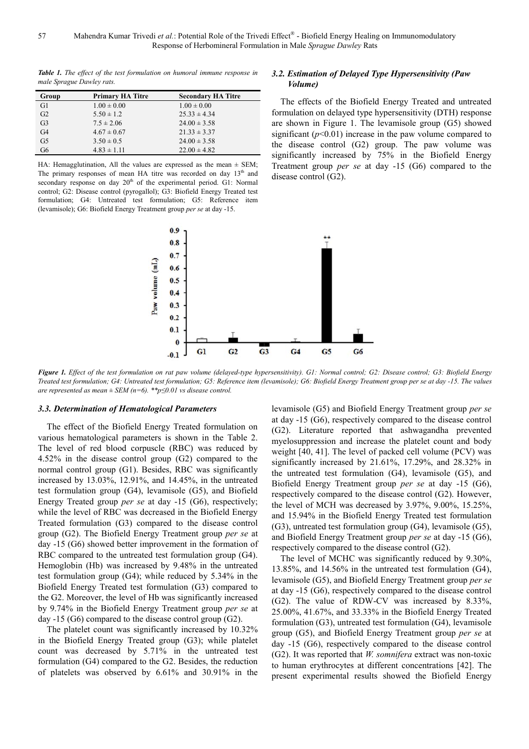**Table 1.** *The effect of the test formulation on humoral immune response in male Sprague Dawley rats.*

| Group | Primary HA Titre | Secondary HA Titre |
|---|---|---|
| G1 | 1.00 ± 0.00 | 1.00 ± 0.00 |
| G2 | 5.50 ± 1.2 | 25.33 ± 4.34 |
| G3 | 7.5 ± 2.06 | 24.00 ± 3.58 |
| G4 | 4.67 ± 0.67 | 21.33 ± 3.37 |
| G5 | 3.50 ± 0.5 | 24.00 ± 3.58 |
| G6 | 4.83 ± 1.11 | 22.00 ± 4.82 |

HA: Hemagglutination, All the values are expressed as the mean ± SEM; The primary responses of mean HA titre was recorded on day 13th and secondary response on day 20th of the experimental period. G1: Normal control; G2: Disease control (pyrogallol); G3: Biofield Energy Treated test formulation; G4: Untreated test formulation; G5: Reference item (levamisole); G6: Biofield Energy Treatment group *per se* at day -15.

### 3.2. Estimation of Delayed Type Hypersensitivity (Paw Volume)

The effects of the Biofield Energy Treated and untreated formulation on delayed type hypersensitivity (DTH) response are shown in Figure 1. The levamisole group (G5) showed significant ($p<0.01$) increase in the paw volume compared to the disease control (G2) group. The paw volume was significantly increased by 75% in the Biofield Energy Treatment group *per se* at day -15 (G6) compared to the disease control (G2).

***Figure 1.*** *Effect of the test formulation on rat paw volume (delayed-type hypersensitivity). G1: Normal control; G2: Disease control; G3: Biofield Energy Treated test formulation; G4: Untreated test formulation; G5: Reference item (levamisole); G6: Biofield Energy Treatment group per se at day -15. The values are represented as mean ± SEM (n=6). **p≤0.01 vs disease control.*

### 3.3. Determination of Hematological Parameters

The effect of the Biofield Energy Treated formulation on various hematological parameters is shown in the Table 2. The level of red blood corpuscle (RBC) was reduced by 4.52% in the disease control group (G2) compared to the normal control group (G1). Besides, RBC was significantly increased by 13.03%, 12.91%, and 14.45%, in the untreated test formulation group (G4), levamisole (G5), and Biofield Energy Treated group *per se* at day -15 (G6), respectively; while the level of RBC was decreased in the Biofield Energy Treated formulation (G3) compared to the disease control group (G2). The Biofield Energy Treatment group *per se* at day -15 (G6) showed better improvement in the formation of RBC compared to the untreated test formulation group (G4). Hemoglobin (Hb) was increased by 9.48% in the untreated test formulation group (G4); while reduced by 5.34% in the Biofield Energy Treated test formulation (G3) compared to the G2. Moreover, the level of Hb was significantly increased by 9.74% in the Biofield Energy Treatment group *per se* at day -15 (G6) compared to the disease control group (G2).

The platelet count was significantly increased by 10.32% in the Biofield Energy Treated group (G3); while platelet count was decreased by 5.71% in the untreated test formulation (G4) compared to the G2. Besides, the reduction of platelets was observed by 6.61% and 30.91% in the levamisole (G5) and Biofield Energy Treatment group *per se* at day -15 (G6), respectively compared to the disease control (G2). Literature reported that ashwagandha prevented myelosuppression and increase the platelet count and body weight [40, 41]. The level of packed cell volume (PCV) was significantly increased by 21.61%, 17.29%, and 28.32% in the untreated test formulation (G4), levamisole (G5), and Biofield Energy Treatment group *per se* at day -15 (G6), respectively compared to the disease control (G2). However, the level of MCH was decreased by 3.97%, 9.00%, 15.25%, and 15.94% in the Biofield Energy Treated test formulation (G3), untreated test formulation group (G4), levamisole (G5), and Biofield Energy Treatment group *per se* at day -15 (G6), respectively compared to the disease control (G2).

The level of MCHC was significantly reduced by 9.30%, 13.85%, and 14.56% in the untreated test formulation (G4), levamisole (G5), and Biofield Energy Treatment group *per se* at day -15 (G6), respectively compared to the disease control (G2). The value of RDW-CV was increased by 8.33%, 25.00%, 41.67%, and 33.33% in the Biofield Energy Treated formulation (G3), untreated test formulation (G4), levamisole group (G5), and Biofield Energy Treatment group *per se* at day -15 (G6), respectively compared to the disease control (G2). It was reported that *W. somnifera* extract was non-toxic to human erythrocytes at different concentrations [42]. The present experimental results showed the Biofield Energy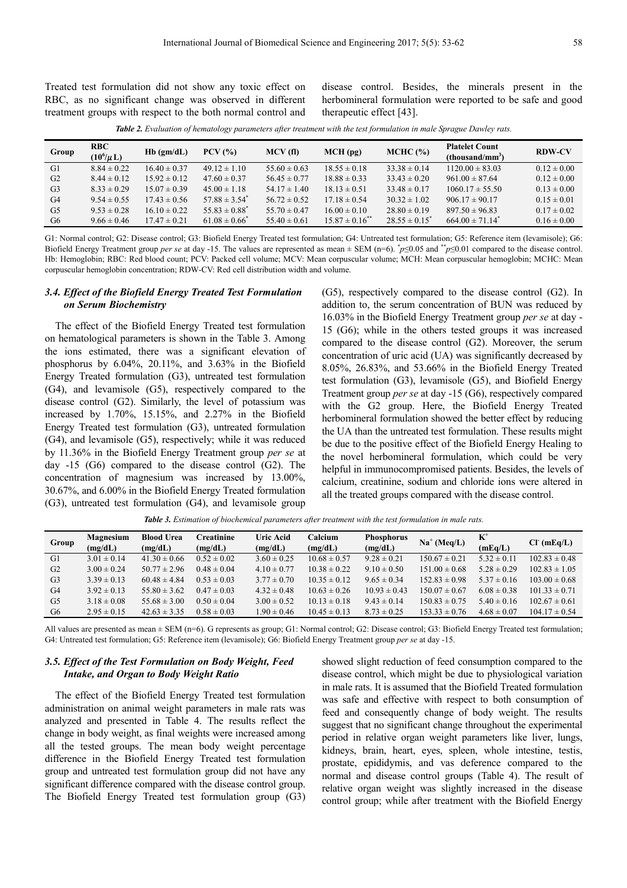Treated test formulation did not show any toxic effect on RBC, as no significant change was observed in different treatment groups with respect to the both normal control and disease control. Besides, the minerals present in the herbomineral formulation were reported to be safe and good therapeutic effect [43].

***Table 2.** Evaluation of hematology parameters after treatment with the test formulation in male Sprague Dawley rats.*

| Group | RBC ($10^6/\mu L$) | Hb (gm/dL) | PCV (%) | MCV (fl) | MCH (pg) | MCHC (%) | Platelet Count (thousand/mm$^3$) | RDW-CV |
|---|---|---|---|---|---|---|---|---|
| G1 | 8.84 ± 0.22 | 16.40 ± 0.37 | 49.12 ± 1.10 | 55.60 ± 0.63 | 18.55 ± 0.18 | 33.38 ± 0.14 | 1120.00 ± 83.03 | 0.12 ± 0.00 |
| G2 | 8.44 ± 0.12 | 15.92 ± 0.12 | 47.60 ± 0.37 | 56.45 ± 0.77 | 18.88 ± 0.33 | 33.43 ± 0.20 | 961.00 ± 87.64 | 0.12 ± 0.00 |
| G3 | 8.33 ± 0.29 | 15.07 ± 0.39 | 45.00 ± 1.18 | 54.17 ± 1.40 | 18.13 ± 0.51 | 33.48 ± 0.17 | 1060.17 ± 55.50 | 0.13 ± 0.00 |
| G4 | 9.54 ± 0.55 | 17.43 ± 0.56 | 57.88 ± 3.54* | 56.72 ± 0.52 | 17.18 ± 0.54 | 30.32 ± 1.02 | 906.17 ± 90.17 | 0.15 ± 0.01 |
| G5 | 9.53 ± 0.28 | 16.10 ± 0.22 | 55.83 ± 0.88* | 55.70 ± 0.47 | 16.00 ± 0.10 | 28.80 ± 0.19 | 897.50 ± 96.83 | 0.17 ± 0.02 |
| G6 | 9.66 ± 0.46 | 17.47 ± 0.21 | 61.08 ± 0.66* | 55.40 ± 0.61 | 15.87 ± 0.16** | 28.55 ± 0.15* | 664.00 ± 71.14* | 0.16 ± 0.00 |

G1: Normal control; G2: Disease control; G3: Biofield Energy Treated test formulation; G4: Untreated test formulation; G5: Reference item (levamisole); G6: Biofield Energy Treatment group *per se* at day -15. The values are represented as mean ± SEM (n=6). *$p \le 0.05$ and **$p \le 0.01$ compared to the disease control. Hb: Hemoglobin; RBC: Red blood count; PCV: Packed cell volume; MCV: Mean corpuscular volume; MCH: Mean corpuscular hemoglobin; MCHC: Mean corpuscular hemoglobin concentration; RDW-CV: Red cell distribution width and volume.

### *3.4. Effect of the Biofield Energy Treated Test Formulation on Serum Biochemistry*

The effect of the Biofield Energy Treated test formulation on hematological parameters is shown in the Table 3. Among the ions estimated, there was a significant elevation of phosphorus by 6.04%, 20.11%, and 3.63% in the Biofield Energy Treated formulation (G3), untreated test formulation (G4), and levamisole (G5), respectively compared to the disease control (G2). Similarly, the level of potassium was increased by 1.70%, 15.15%, and 2.27% in the Biofield Energy Treated test formulation (G3), untreated formulation (G4), and levamisole (G5), respectively; while it was reduced by 11.36% in the Biofield Energy Treatment group *per se* at day -15 (G6) compared to the disease control (G2). The concentration of magnesium was increased by 13.00%, 30.67%, and 6.00% in the Biofield Energy Treated formulation (G3), untreated test formulation (G4), and levamisole group (G5), respectively compared to the disease control (G2). In addition to, the serum concentration of BUN was reduced by 16.03% in the Biofield Energy Treatment group *per se* at day -15 (G6); while in the others tested groups it was increased compared to the disease control (G2). Moreover, the serum concentration of uric acid (UA) was significantly decreased by 8.05%, 26.83%, and 53.66% in the Biofield Energy Treated test formulation (G3), levamisole (G5), and Biofield Energy Treatment group *per se* at day -15 (G6), respectively compared with the G2 group. Here, the Biofield Energy Treated herbomineral formulation showed the better effect by reducing the UA than the untreated test formulation. These results might be due to the positive effect of the Biofield Energy Healing to the novel herbomineral formulation, which could be very helpful in immunocompromised patients. Besides, the levels of calcium, creatinine, sodium and chloride ions were altered in all the treated groups compared with the disease control.

***Table 3.** Estimation of biochemical parameters after treatment with the test formulation in male rats.*

| Group | Magnesium (mg/dL) | Blood Urea (mg/dL) | Creatinine (mg/dL) | Uric Acid (mg/dL) | Calcium (mg/dL) | Phosphorus (mg/dL) | $Na^+$ (Meq/L) | $K^+$ (mEq/L) | $Cl^-$ (mEq/L) |
|---|---|---|---|---|---|---|---|---|---|
| G1 | 3.01 ± 0.14 | 41.30 ± 0.66 | 0.52 ± 0.02 | 3.60 ± 0.25 | 10.68 ± 0.57 | 9.28 ± 0.21 | 150.67 ± 0.21 | 5.32 ± 0.11 | 102.83 ± 0.48 |
| G2 | 3.00 ± 0.24 | 50.77 ± 2.96 | 0.48 ± 0.04 | 4.10 ± 0.77 | 10.38 ± 0.22 | 9.10 ± 0.50 | 151.00 ± 0.68 | 5.28 ± 0.29 | 102.83 ± 1.05 |
| G3 | 3.39 ± 0.13 | 60.48 ± 4.84 | 0.53 ± 0.03 | 3.77 ± 0.70 | 10.35 ± 0.12 | 9.65 ± 0.34 | 152.83 ± 0.98 | 5.37 ± 0.16 | 103.00 ± 0.68 |
| G4 | 3.92 ± 0.13 | 55.80 ± 3.62 | 0.47 ± 0.03 | 4.32 ± 0.48 | 10.63 ± 0.26 | 10.93 ± 0.43 | 150.07 ± 0.67 | 6.08 ± 0.38 | 101.33 ± 0.71 |
| G5 | 3.18 ± 0.08 | 55.68 ± 3.00 | 0.50 ± 0.04 | 3.00 ± 0.52 | 10.13 ± 0.18 | 9.43 ± 0.14 | 150.83 ± 0.75 | 5.40 ± 0.16 | 102.67 ± 0.61 |
| G6 | 2.95 ± 0.15 | 42.63 ± 3.35 | 0.58 ± 0.03 | 1.90 ± 0.46 | 10.45 ± 0.13 | 8.73 ± 0.25 | 153.33 ± 0.76 | 4.68 ± 0.07 | 104.17 ± 0.54 |

All values are presented as mean ± SEM (n=6). G represents as group; G1: Normal control; G2: Disease control; G3: Biofield Energy Treated test formulation; G4: Untreated test formulation; G5: Reference item (levamisole); G6: Biofield Energy Treatment group *per se* at day -15.

### *3.5. Effect of the Test Formulation on Body Weight, Feed Intake, and Organ to Body Weight Ratio*

The effect of the Biofield Energy Treated test formulation administration on animal weight parameters in male rats was analyzed and presented in Table 4. The results reflect the change in body weight, as final weights were increased among all the tested groups. The mean body weight percentage difference in the Biofield Energy Treated test formulation group and untreated test formulation group did not have any significant difference compared with the disease control group. The Biofield Energy Treated test formulation group (G3) showed slight reduction of feed consumption compared to the disease control, which might be due to physiological variation in male rats. It is assumed that the Biofield Treated formulation was safe and effective with respect to both consumption of feed and consequently change of body weight. The results suggest that no significant change throughout the experimental period in relative organ weight parameters like liver, lungs, kidneys, brain, heart, eyes, spleen, whole intestine, testis, prostate, epididymis, and vas deference compared to the normal and disease control groups (Table 4). The result of relative organ weight was slightly increased in the disease control group; while after treatment with the Biofield Energy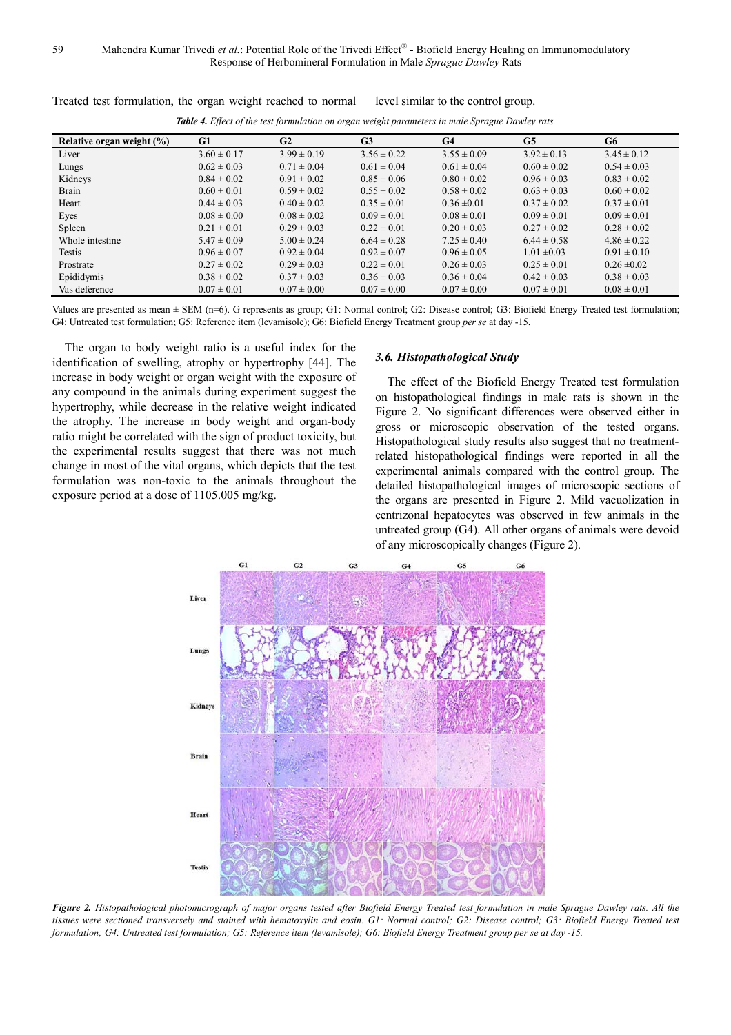Treated test formulation, the organ weight reached to normal level similar to the control group.

***Table 4.** Effect of the test formulation on organ weight parameters in male Sprague Dawley rats.*

| Relative organ weight (%) | G1 | G2 | G3 | G4 | G5 | G6 |
|---|---|---|---|---|---|---|
| Liver | 3.60 ± 0.17 | 3.99 ± 0.19 | 3.56 ± 0.22 | 3.55 ± 0.09 | 3.92 ± 0.13 | 3.45 ± 0.12 |
| Lungs | 0.62 ± 0.03 | 0.71 ± 0.04 | 0.61 ± 0.04 | 0.61 ± 0.04 | 0.60 ± 0.02 | 0.54 ± 0.03 |
| Kidneys | 0.84 ± 0.02 | 0.91 ± 0.02 | 0.85 ± 0.06 | 0.80 ± 0.02 | 0.96 ± 0.03 | 0.83 ± 0.02 |
| Brain | 0.60 ± 0.01 | 0.59 ± 0.02 | 0.55 ± 0.02 | 0.58 ± 0.02 | 0.63 ± 0.03 | 0.60 ± 0.02 |
| Heart | 0.44 ± 0.03 | 0.40 ± 0.02 | 0.35 ± 0.01 | 0.36 ±0.01 | 0.37 ± 0.02 | 0.37 ± 0.01 |
| Eyes | 0.08 ± 0.00 | 0.08 ± 0.02 | 0.09 ± 0.01 | 0.08 ± 0.01 | 0.09 ± 0.01 | 0.09 ± 0.01 |
| Spleen | 0.21 ± 0.01 | 0.29 ± 0.03 | 0.22 ± 0.01 | 0.20 ± 0.03 | 0.27 ± 0.02 | 0.28 ± 0.02 |
| Whole intestine | 5.47 ± 0.09 | 5.00 ± 0.24 | 6.64 ± 0.28 | 7.25 ± 0.40 | 6.44 ± 0.58 | 4.86 ± 0.22 |
| Testis | 0.96 ± 0.07 | 0.92 ± 0.04 | 0.92 ± 0.07 | 0.96 ± 0.05 | 1.01 ±0.03 | 0.91 ± 0.10 |
| Prostrate | 0.27 ± 0.02 | 0.29 ± 0.03 | 0.22 ± 0.01 | 0.26 ± 0.03 | 0.25 ± 0.01 | 0.26 ±0.02 |
| Epididymis | 0.38 ± 0.02 | 0.37 ± 0.03 | 0.36 ± 0.03 | 0.36 ± 0.04 | 0.42 ± 0.03 | 0.38 ± 0.03 |
| Vas deference | 0.07 ± 0.01 | 0.07 ± 0.00 | 0.07 ± 0.00 | 0.07 ± 0.00 | 0.07 ± 0.01 | 0.08 ± 0.01 |

Values are presented as mean ± SEM (n=6). G represents as group; G1: Normal control; G2: Disease control; G3: Biofield Energy Treated test formulation; G4: Untreated test formulation; G5: Reference item (levamisole); G6: Biofield Energy Treatment group *per se* at day -15.

The organ to body weight ratio is a useful index for the identification of swelling, atrophy or hypertrophy [44]. The increase in body weight or organ weight with the exposure of any compound in the animals during experiment suggest the hypertrophy, while decrease in the relative weight indicated the atrophy. The increase in body weight and organ-body ratio might be correlated with the sign of product toxicity, but the experimental results suggest that there was not much change in most of the vital organs, which depicts that the test formulation was non-toxic to the animals throughout the exposure period at a dose of 1105.005 mg/kg.

### *3.6. Histopathological Study*

The effect of the Biofield Energy Treated test formulation on histopathological findings in male rats is shown in the Figure 2. No significant differences were observed either in gross or microscopic observation of the tested organs. Histopathological study results also suggest that no treatment-related histopathological findings were reported in all the experimental animals compared with the control group. The detailed histopathological images of microscopic sections of the organs are presented in Figure 2. Mild vacuolization in centrizonal hepatocytes was observed in few animals in the untreated group (G4). All other organs of animals were devoid of any microscopically changes (Figure 2).

***Figure 2.** Histopathological photomicrograph of major organs tested after Biofield Energy Treated test formulation in male Sprague Dawley rats. All the tissues were sectioned transversely and stained with hematoxylin and eosin. G1: Normal control; G2: Disease control; G3: Biofield Energy Treated test formulation; G4: Untreated test formulation; G5: Reference item (levamisole); G6: Biofield Energy Treatment group per se at day -15.*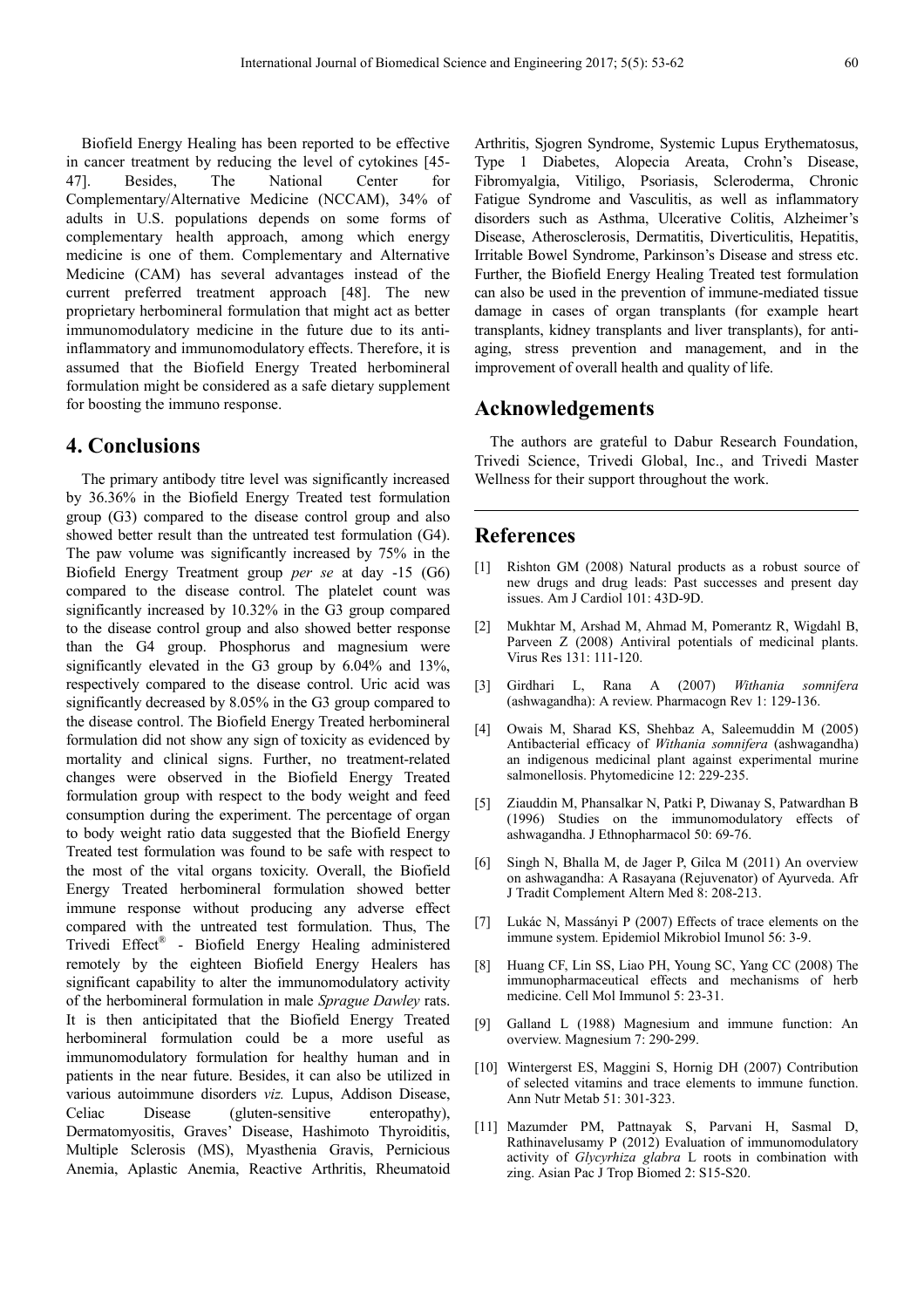Biofield Energy Healing has been reported to be effective in cancer treatment by reducing the level of cytokines [45-47]. Besides, The National Center for Complementary/Alternative Medicine (NCCAM), 34% of adults in U.S. populations depends on some forms of complementary health approach, among which energy medicine is one of them. Complementary and Alternative Medicine (CAM) has several advantages instead of the current preferred treatment approach [48]. The new proprietary herbomineral formulation that might act as better immunomodulatory medicine in the future due to its anti-inflammatory and immunomodulatory effects. Therefore, it is assumed that the Biofield Energy Treated herbomineral formulation might be considered as a safe dietary supplement for boosting the immuno response.

## 4. Conclusions

The primary antibody titre level was significantly increased by 36.36% in the Biofield Energy Treated test formulation group (G3) compared to the disease control group and also showed better result than the untreated test formulation (G4). The paw volume was significantly increased by 75% in the Biofield Energy Treatment group *per se* at day -15 (G6) compared to the disease control. The platelet count was significantly increased by 10.32% in the G3 group compared to the disease control group and also showed better response than the G4 group. Phosphorus and magnesium were significantly elevated in the G3 group by 6.04% and 13%, respectively compared to the disease control. Uric acid was significantly decreased by 8.05% in the G3 group compared to the disease control. The Biofield Energy Treated herbomineral formulation did not show any sign of toxicity as evidenced by mortality and clinical signs. Further, no treatment-related changes were observed in the Biofield Energy Treated formulation group with respect to the body weight and feed consumption during the experiment. The percentage of organ to body weight ratio data suggested that the Biofield Energy Treated test formulation was found to be safe with respect to the most of the vital organs toxicity. Overall, the Biofield Energy Treated herbomineral formulation showed better immune response without producing any adverse effect compared with the untreated test formulation. Thus, The Trivedi Effect® - Biofield Energy Healing administered remotely by the eighteen Biofield Energy Healers has significant capability to alter the immunomodulatory activity of the herbomineral formulation in male *Sprague Dawley* rats. It is then anticipitated that the Biofield Energy Treated herbomineral formulation could be a more useful as immunomodulatory formulation for healthy human and in patients in the near future. Besides, it can also be utilized in various autoimmune disorders *viz.* Lupus, Addison Disease, Celiac Disease (gluten-sensitive enteropathy), Dermatomyositis, Graves' Disease, Hashimoto Thyroiditis, Multiple Sclerosis (MS), Myasthenia Gravis, Pernicious Anemia, Aplastic Anemia, Reactive Arthritis, Rheumatoid Arthritis, Sjogren Syndrome, Systemic Lupus Erythematosus, Type 1 Diabetes, Alopecia Areata, Crohn's Disease, Fibromyalgia, Vitiligo, Psoriasis, Scleroderma, Chronic Fatigue Syndrome and Vasculitis, as well as inflammatory disorders such as Asthma, Ulcerative Colitis, Alzheimer's Disease, Atherosclerosis, Dermatitis, Diverticulitis, Hepatitis, Irritable Bowel Syndrome, Parkinson's Disease and stress etc. Further, the Biofield Energy Healing Treated test formulation can also be used in the prevention of immune-mediated tissue damage in cases of organ transplants (for example heart transplants, kidney transplants and liver transplants), for anti-aging, stress prevention and management, and in the improvement of overall health and quality of life.

## Acknowledgements

The authors are grateful to Dabur Research Foundation, Trivedi Science, Trivedi Global, Inc., and Trivedi Master Wellness for their support throughout the work.

## References

[1] Rishton GM (2008) Natural products as a robust source of new drugs and drug leads: Past successes and present day issues. Am J Cardiol 101: 43D-9D.

[2] Mukhtar M, Arshad M, Ahmad M, Pomerantz R, Wigdahl B, Parveen Z (2008) Antiviral potentials of medicinal plants. Virus Res 131: 111-120.

[3] Girdhari L, Rana A (2007) *Withania somnifera* (ashwagandha): A review. Pharmacogn Rev 1: 129-136.

[4] Owais M, Sharad KS, Shehbaz A, Saleemuddin M (2005) Antibacterial efficacy of *Withania somnifera* (ashwagandha) an indigenous medicinal plant against experimental murine salmonellosis. Phytomedicine 12: 229-235.

[5] Ziauddin M, Phansalkar N, Patki P, Diwanay S, Patwardhan B (1996) Studies on the immunomodulatory effects of ashwagandha. J Ethnopharmacol 50: 69-76.

[6] Singh N, Bhalla M, de Jager P, Gilca M (2011) An overview on ashwagandha: A Rasayana (Rejuvenator) of Ayurveda. Afr J Tradit Complement Altern Med 8: 208-213.

[7] Lukác N, Massányi P (2007) Effects of trace elements on the immune system. Epidemiol Mikrobiol Imunol 56: 3-9.

[8] Huang CF, Lin SS, Liao PH, Young SC, Yang CC (2008) The immunopharmaceutical effects and mechanisms of herb medicine. Cell Mol Immunol 5: 23-31.

[9] Galland L (1988) Magnesium and immune function: An overview. Magnesium 7: 290-299.

[10] Wintergerst ES, Maggini S, Hornig DH (2007) Contribution of selected vitamins and trace elements to immune function. Ann Nutr Metab 51: 301-323.

[11] Mazumder PM, Pattnayak S, Parvani H, Sasmal D, Rathinavelusamy P (2012) Evaluation of immunomodulatory activity of *Glycyrhiza glabra* L roots in combination with zing. Asian Pac J Trop Biomed 2: S15-S20.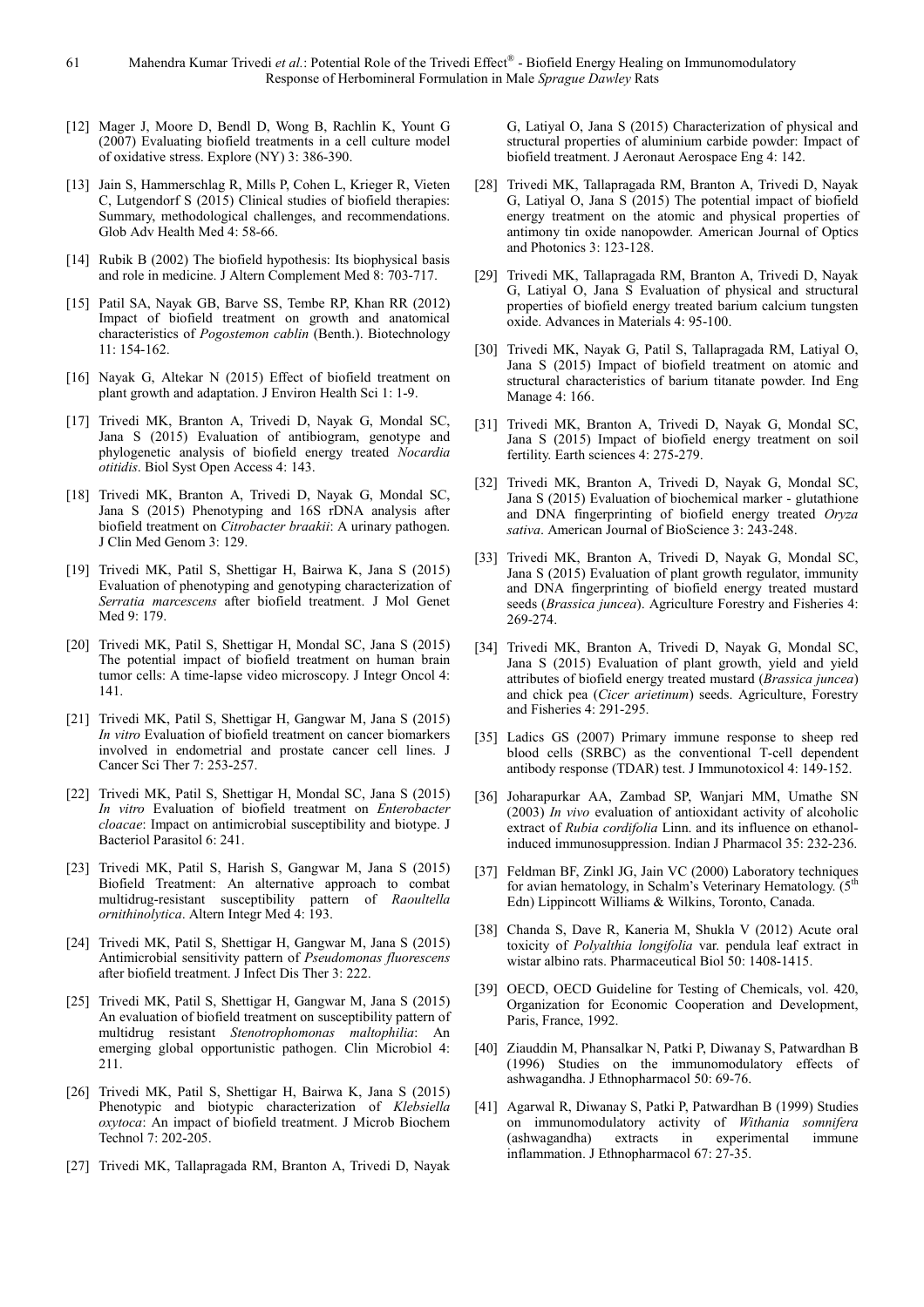[12] Mager J, Moore D, Bendl D, Wong B, Rachlin K, Yount G (2007) Evaluating biofield treatments in a cell culture model of oxidative stress. Explore (NY) 3: 386-390.

[13] Jain S, Hammerschlag R, Mills P, Cohen L, Krieger R, Vieten C, Lutgendorf S (2015) Clinical studies of biofield therapies: Summary, methodological challenges, and recommendations. Glob Adv Health Med 4: 58-66.

[14] Rubik B (2002) The biofield hypothesis: Its biophysical basis and role in medicine. J Altern Complement Med 8: 703-717.

[15] Patil SA, Nayak GB, Barve SS, Tembe RP, Khan RR (2012) Impact of biofield treatment on growth and anatomical characteristics of *Pogostemon cablin* (Benth.). Biotechnology 11: 154-162.

[16] Nayak G, Altekar N (2015) Effect of biofield treatment on plant growth and adaptation. J Environ Health Sci 1: 1-9.

[17] Trivedi MK, Branton A, Trivedi D, Nayak G, Mondal SC, Jana S (2015) Evaluation of antibiogram, genotype and phylogenetic analysis of biofield energy treated *Nocardia otitidis*. Biol Syst Open Access 4: 143.

[18] Trivedi MK, Branton A, Trivedi D, Nayak G, Mondal SC, Jana S (2015) Phenotyping and 16S rDNA analysis after biofield treatment on *Citrobacter braakii*: A urinary pathogen. J Clin Med Genom 3: 129.

[19] Trivedi MK, Patil S, Shettigar H, Bairwa K, Jana S (2015) Evaluation of phenotyping and genotyping characterization of *Serratia marcescens* after biofield treatment. J Mol Genet Med 9: 179.

[20] Trivedi MK, Patil S, Shettigar H, Mondal SC, Jana S (2015) The potential impact of biofield treatment on human brain tumor cells: A time-lapse video microscopy. J Integr Oncol 4: 141.

[21] Trivedi MK, Patil S, Shettigar H, Gangwar M, Jana S (2015) *In vitro* Evaluation of biofield treatment on cancer biomarkers involved in endometrial and prostate cancer cell lines. J Cancer Sci Ther 7: 253-257.

[22] Trivedi MK, Patil S, Shettigar H, Mondal SC, Jana S (2015) *In vitro* Evaluation of biofield treatment on *Enterobacter cloacae*: Impact on antimicrobial susceptibility and biotype. J Bacteriol Parasitol 6: 241.

[23] Trivedi MK, Patil S, Harish S, Gangwar M, Jana S (2015) Biofield Treatment: An alternative approach to combat multidrug-resistant susceptibility pattern of *Raoultella ornithinolytica*. Altern Integr Med 4: 193.

[24] Trivedi MK, Patil S, Shettigar H, Gangwar M, Jana S (2015) Antimicrobial sensitivity pattern of *Pseudomonas fluorescens* after biofield treatment. J Infect Dis Ther 3: 222.

[25] Trivedi MK, Patil S, Shettigar H, Gangwar M, Jana S (2015) An evaluation of biofield treatment on susceptibility pattern of multidrug resistant *Stenotrophomonas maltophilia*: An emerging global opportunistic pathogen. Clin Microbiol 4: 211.

[26] Trivedi MK, Patil S, Shettigar H, Bairwa K, Jana S (2015) Phenotypic and biotypic characterization of *Klebsiella oxytoca*: An impact of biofield treatment. J Microb Biochem Technol 7: 202-205.

[27] Trivedi MK, Tallapragada RM, Branton A, Trivedi D, Nayak G, Latiyal O, Jana S (2015) Characterization of physical and structural properties of aluminium carbide powder: Impact of biofield treatment. J Aeronaut Aerospace Eng 4: 142.

[28] Trivedi MK, Tallapragada RM, Branton A, Trivedi D, Nayak G, Latiyal O, Jana S (2015) The potential impact of biofield energy treatment on the atomic and physical properties of antimony tin oxide nanopowder. American Journal of Optics and Photonics 3: 123-128.

[29] Trivedi MK, Tallapragada RM, Branton A, Trivedi D, Nayak G, Latiyal O, Jana S Evaluation of physical and structural properties of biofield energy treated barium calcium tungsten oxide. Advances in Materials 4: 95-100.

[30] Trivedi MK, Nayak G, Patil S, Tallapragada RM, Latiyal O, Jana S (2015) Impact of biofield treatment on atomic and structural characteristics of barium titanate powder. Ind Eng Manage 4: 166.

[31] Trivedi MK, Branton A, Trivedi D, Nayak G, Mondal SC, Jana S (2015) Impact of biofield energy treatment on soil fertility. Earth sciences 4: 275-279.

[32] Trivedi MK, Branton A, Trivedi D, Nayak G, Mondal SC, Jana S (2015) Evaluation of biochemical marker - glutathione and DNA fingerprinting of biofield energy treated *Oryza sativa*. American Journal of BioScience 3: 243-248.

[33] Trivedi MK, Branton A, Trivedi D, Nayak G, Mondal SC, Jana S (2015) Evaluation of plant growth regulator, immunity and DNA fingerprinting of biofield energy treated mustard seeds (*Brassica juncea*). Agriculture Forestry and Fisheries 4: 269-274.

[34] Trivedi MK, Branton A, Trivedi D, Nayak G, Mondal SC, Jana S (2015) Evaluation of plant growth, yield and yield attributes of biofield energy treated mustard (*Brassica juncea*) and chick pea (*Cicer arietinum*) seeds. Agriculture, Forestry and Fisheries 4: 291-295.

[35] Ladics GS (2007) Primary immune response to sheep red blood cells (SRBC) as the conventional T-cell dependent antibody response (TDAR) test. J Immunotoxicol 4: 149-152.

[36] Joharapurkar AA, Zambad SP, Wanjari MM, Umathe SN (2003) *In vivo* evaluation of antioxidant activity of alcoholic extract of *Rubia cordifolia* Linn. and its influence on ethanol-induced immunosuppression. Indian J Pharmacol 35: 232-236.

[37] Feldman BF, Zinkl JG, Jain VC (2000) Laboratory techniques for avian hematology, in Schalm's Veterinary Hematology. (5th Edn) Lippincott Williams & Wilkins, Toronto, Canada.

[38] Chanda S, Dave R, Kaneria M, Shukla V (2012) Acute oral toxicity of *Polyalthia longifolia* var. pendula leaf extract in wistar albino rats. Pharmaceutical Biol 50: 1408-1415.

[39] OECD, OECD Guideline for Testing of Chemicals, vol. 420, Organization for Economic Cooperation and Development, Paris, France, 1992.

[40] Ziauddin M, Phansalkar N, Patki P, Diwanay S, Patwardhan B (1996) Studies on the immunomodulatory effects of ashwagandha. J Ethnopharmacol 50: 69-76.

[41] Agarwal R, Diwanay S, Patki P, Patwardhan B (1999) Studies on immunomodulatory activity of *Withania somnifera* (ashwagandha) extracts in experimental immune inflammation. J Ethnopharmacol 67: 27-35.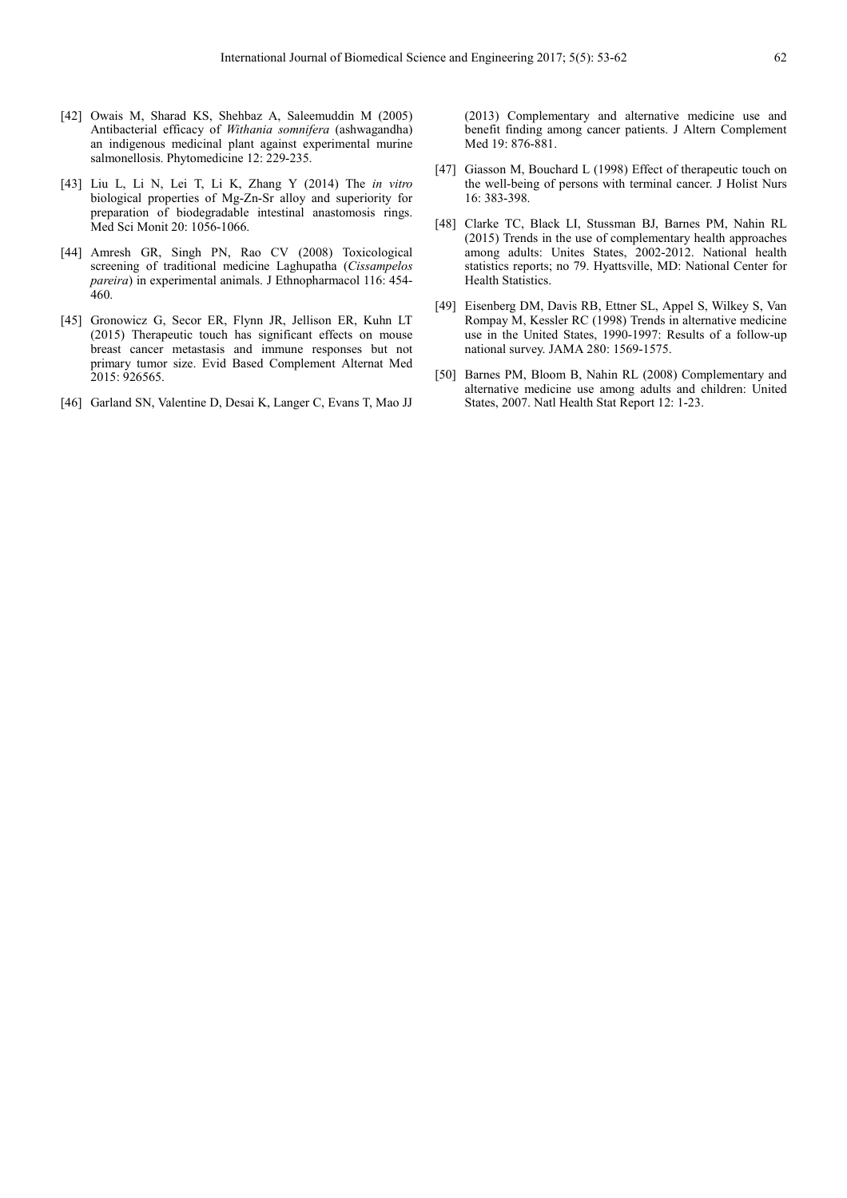[42] Owais M, Sharad KS, Shehbaz A, Saleemuddin M (2005) Antibacterial efficacy of *Withania somnifera* (ashwagandha) an indigenous medicinal plant against experimental murine salmonellosis. Phytomedicine 12: 229-235.

[43] Liu L, Li N, Lei T, Li K, Zhang Y (2014) The *in vitro* biological properties of Mg-Zn-Sr alloy and superiority for preparation of biodegradable intestinal anastomosis rings. Med Sci Monit 20: 1056-1066.

[44] Amresh GR, Singh PN, Rao CV (2008) Toxicological screening of traditional medicine Laghupatha (*Cissampelos pareira*) in experimental animals. J Ethnopharmacol 116: 454-460.

[45] Gronowicz G, Secor ER, Flynn JR, Jellison ER, Kuhn LT (2015) Therapeutic touch has significant effects on mouse breast cancer metastasis and immune responses but not primary tumor size. Evid Based Complement Alternat Med 2015: 926565.

[46] Garland SN, Valentine D, Desai K, Langer C, Evans T, Mao JJ (2013) Complementary and alternative medicine use and benefit finding among cancer patients. J Altern Complement Med 19: 876-881.

[47] Giasson M, Bouchard L (1998) Effect of therapeutic touch on the well-being of persons with terminal cancer. J Holist Nurs 16: 383-398.

[48] Clarke TC, Black LI, Stussman BJ, Barnes PM, Nahin RL (2015) Trends in the use of complementary health approaches among adults: Unites States, 2002-2012. National health statistics reports; no 79. Hyattsville, MD: National Center for Health Statistics.

[49] Eisenberg DM, Davis RB, Ettner SL, Appel S, Wilkey S, Van Rompay M, Kessler RC (1998) Trends in alternative medicine use in the United States, 1990-1997: Results of a follow-up national survey. JAMA 280: 1569-1575.

[50] Barnes PM, Bloom B, Nahin RL (2008) Complementary and alternative medicine use among adults and children: United States, 2007. Natl Health Stat Report 12: 1-23.